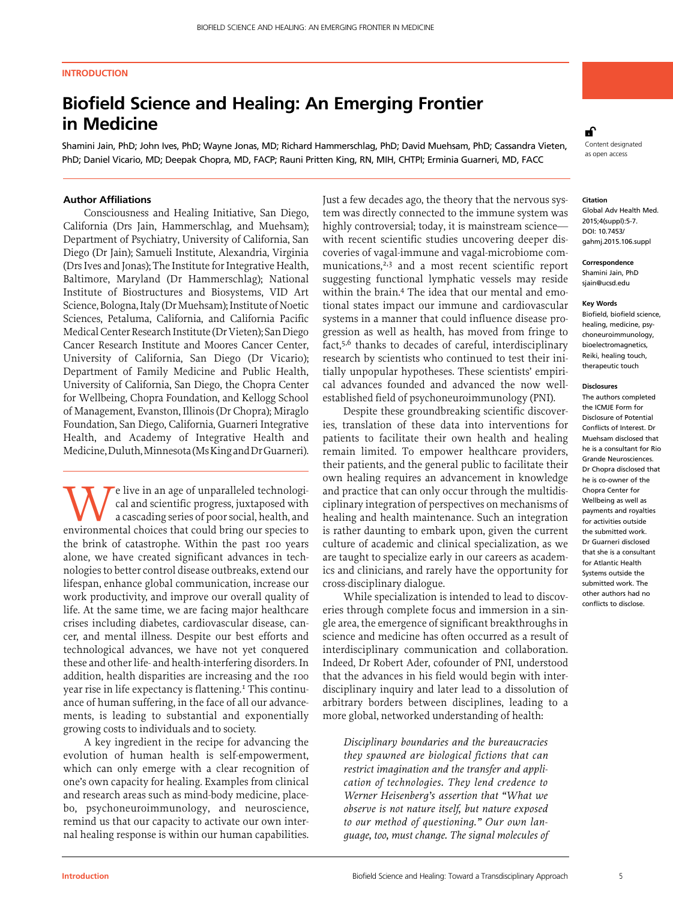INTRODUCTION

# Biofield Science and Healing: An Emerging Frontier in Medicine

Shamini Jain, PhD; John Ives, PhD; Wayne Jonas, MD; Richard Hammerschlag, PhD; David Muehsam, PhD; Cassandra Vieten, PhD; Daniel Vicario, MD; Deepak Chopra, MD, FACP; Rauni Pritten King, RN, MIH, CHTPI; Erminia Guarneri, MD, FACC

Content designated as open access

**Citation**
Global Adv Health Med. 2015;4(suppl):5-7. DOI: 10.7453/gahmj.2015.106.suppl

**Correspondence**
Shamini Jain, PhD
sjain@ucsd.edu

**Key Words**
Biofield, biofield science, healing, medicine, psychoneuroimmunology, bioelectromagnetics, Reiki, healing touch, therapeutic touch

**Disclosures**
The authors completed the ICMJE Form for Disclosure of Potential Conflicts of Interest. Dr Muehsam disclosed that he is a consultant for Rio Grande Neurosciences. Dr Chopra disclosed that he is co-owner of the Chopra Center for Wellbeing as well as payments and royalties for activities outside the submitted work. Dr Guarneri disclosed that she is a consultant for Atlantic Health Systems outside the submitted work. The other authors had no conflicts to disclose.

### Author Affiliations

Consciousness and Healing Initiative, San Diego, California (Drs Jain, Hammerschlag, and Muehsam); Department of Psychiatry, University of California, San Diego (Dr Jain); Samueli Institute, Alexandria, Virginia (Drs Ives and Jonas); The Institute for Integrative Health, Baltimore, Maryland (Dr Hammerschlag); National Institute of Biostructures and Biosystems, VID Art Science, Bologna, Italy (Dr Muehsam); Institute of Noetic Sciences, Petaluma, California, and California Pacific Medical Center Research Institute (Dr Vieten); San Diego Cancer Research Institute and Moores Cancer Center, University of California, San Diego (Dr Vicario); Department of Family Medicine and Public Health, University of California, San Diego, the Chopra Center for Wellbeing, Chopra Foundation, and Kellogg School of Management, Evanston, Illinois (Dr Chopra); Miraglo Foundation, San Diego, California, Guarneri Integrative Health, and Academy of Integrative Health and Medicine, Duluth, Minnesota (Ms King and Dr Guarneri).

We live in an age of unparalleled technological and scientific progress, juxtaposed with a cascading series of poor social, health, and environmental choices that could bring our species to the brink of catastrophe. Within the past 100 years alone, we have created significant advances in technologies to better control disease outbreaks, extend our lifespan, enhance global communication, increase our work productivity, and improve our overall quality of life. At the same time, we are facing major healthcare crises including diabetes, cardiovascular disease, cancer, and mental illness. Despite our best efforts and technological advances, we have not yet conquered these and other life- and health-interfering disorders. In addition, health disparities are increasing and the 100 year rise in life expectancy is flattening.[1] This continuance of human suffering, in the face of all our advancements, is leading to substantial and exponentially growing costs to individuals and to society.

A key ingredient in the recipe for advancing the evolution of human health is self-empowerment, which can only emerge with a clear recognition of one's own capacity for healing. Examples from clinical and research areas such as mind-body medicine, placebo, psychoneuroimmunology, and neuroscience, remind us that our capacity to activate our own internal healing response is within our human capabilities. Just a few decades ago, the theory that the nervous system was directly connected to the immune system was highly controversial; today, it is mainstream science—with recent scientific studies uncovering deeper discoveries of vagal-immune and vagal-microbiome communications,[2,3] and a most recent scientific report suggesting functional lymphatic vessels may reside within the brain.[4] The idea that our mental and emotional states impact our immune and cardiovascular systems in a manner that could influence disease progression as well as health, has moved from fringe to fact,[5,6] thanks to decades of careful, interdisciplinary research by scientists who continued to test their initially unpopular hypotheses. These scientists' empirical advances founded and advanced the now well-established field of psychoneuroimmunology (PNI).

Despite these groundbreaking scientific discoveries, translation of these data into interventions for patients to facilitate their own health and healing remain limited. To empower healthcare providers, their patients, and the general public to facilitate their own healing requires an advancement in knowledge and practice that can only occur through the multidisciplinary integration of perspectives on mechanisms of healing and health maintenance. Such an integration is rather daunting to embark upon, given the current culture of academic and clinical specialization, as we are taught to specialize early in our careers as academics and clinicians, and rarely have the opportunity for cross-disciplinary dialogue.

While specialization is intended to lead to discoveries through complete focus and immersion in a single area, the emergence of significant breakthroughs in science and medicine has often occurred as a result of interdisciplinary communication and collaboration. Indeed, Dr Robert Ader, cofounder of PNI, understood that the advances in his field would begin with interdisciplinary inquiry and later lead to a dissolution of arbitrary borders between disciplines, leading to a more global, networked understanding of health:

> *Disciplinary boundaries and the bureaucracies they spawned are biological fictions that can restrict imagination and the transfer and application of technologies. They lend credence to Werner Heisenberg's assertion that "What we observe is not nature itself, but nature exposed to our method of questioning." Our own language, too, must change. The signal molecules of*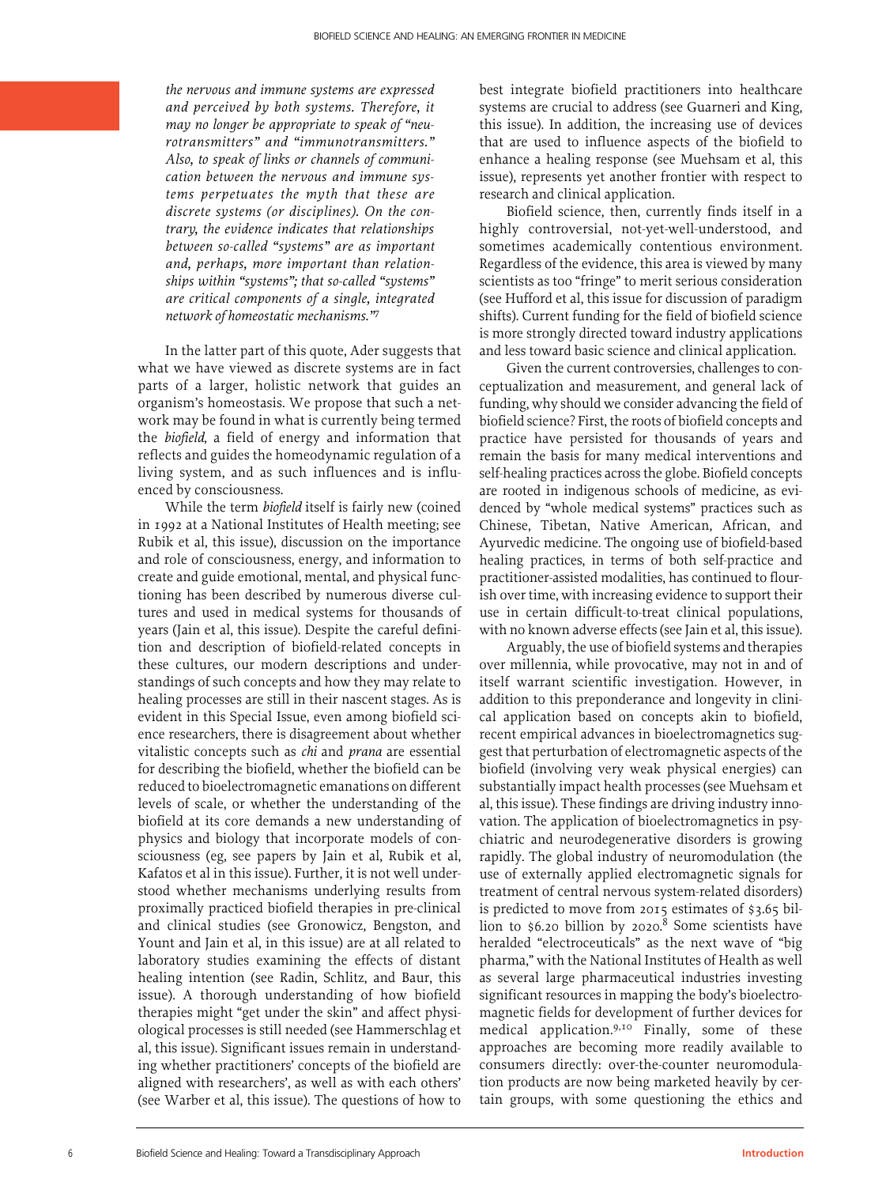*the nervous and immune systems are expressed and perceived by both systems. Therefore, it may no longer be appropriate to speak of "neurotransmitters" and "immunotransmitters." Also, to speak of links or channels of communication between the nervous and immune systems perpetuates the myth that these are discrete systems (or disciplines). On the contrary, the evidence indicates that relationships between so-called "systems" are as important and, perhaps, more important than relationships within "systems"; that so-called "systems" are critical components of a single, integrated network of homeostatic mechanisms."*[7]

In the latter part of this quote, Ader suggests that what we have viewed as discrete systems are in fact parts of a larger, holistic network that guides an organism's homeostasis. We propose that such a network may be found in what is currently being termed the *biofield*, a field of energy and information that reflects and guides the homeodynamic regulation of a living system, and as such influences and is influenced by consciousness.

While the term *biofield* itself is fairly new (coined in 1992 at a National Institutes of Health meeting; see Rubik et al, this issue), discussion on the importance and role of consciousness, energy, and information to create and guide emotional, mental, and physical functioning has been described by numerous diverse cultures and used in medical systems for thousands of years (Jain et al, this issue). Despite the careful definition and description of biofield-related concepts in these cultures, our modern descriptions and understandings of such concepts and how they may relate to healing processes are still in their nascent stages. As is evident in this Special Issue, even among biofield science researchers, there is disagreement about whether vitalistic concepts such as *chi* and *prana* are essential for describing the biofield, whether the biofield can be reduced to bioelectromagnetic emanations on different levels of scale, or whether the understanding of the biofield at its core demands a new understanding of physics and biology that incorporate models of consciousness (eg, see papers by Jain et al, Rubik et al, Kafatos et al in this issue). Further, it is not well understood whether mechanisms underlying results from proximally practiced biofield therapies in pre-clinical and clinical studies (see Gronowicz, Bengston, and Yount and Jain et al, in this issue) are at all related to laboratory studies examining the effects of distant healing intention (see Radin, Schlitz, and Baur, this issue). A thorough understanding of how biofield therapies might "get under the skin" and affect physiological processes is still needed (see Hammerschlag et al, this issue). Significant issues remain in understanding whether practitioners' concepts of the biofield are aligned with researchers', as well as with each others' (see Warber et al, this issue). The questions of how to best integrate biofield practitioners into healthcare systems are crucial to address (see Guarneri and King, this issue). In addition, the increasing use of devices that are used to influence aspects of the biofield to enhance a healing response (see Muehsam et al, this issue), represents yet another frontier with respect to research and clinical application.

Biofield science, then, currently finds itself in a highly controversial, not-yet-well-understood, and sometimes academically contentious environment. Regardless of the evidence, this area is viewed by many scientists as too "fringe" to merit serious consideration (see Hufford et al, this issue for discussion of paradigm shifts). Current funding for the field of biofield science is more strongly directed toward industry applications and less toward basic science and clinical application.

Given the current controversies, challenges to conceptualization and measurement, and general lack of funding, why should we consider advancing the field of biofield science? First, the roots of biofield concepts and practice have persisted for thousands of years and remain the basis for many medical interventions and self-healing practices across the globe. Biofield concepts are rooted in indigenous schools of medicine, as evidenced by "whole medical systems" practices such as Chinese, Tibetan, Native American, African, and Ayurvedic medicine. The ongoing use of biofield-based healing practices, in terms of both self-practice and practitioner-assisted modalities, has continued to flourish over time, with increasing evidence to support their use in certain difficult-to-treat clinical populations, with no known adverse effects (see Jain et al, this issue).

Arguably, the use of biofield systems and therapies over millennia, while provocative, may not in and of itself warrant scientific investigation. However, in addition to this preponderance and longevity in clinical application based on concepts akin to biofield, recent empirical advances in bioelectromagnetics suggest that perturbation of electromagnetic aspects of the biofield (involving very weak physical energies) can substantially impact health processes (see Muehsam et al, this issue). These findings are driving industry innovation. The application of bioelectromagnetics in psychiatric and neurodegenerative disorders is growing rapidly. The global industry of neuromodulation (the use of externally applied electromagnetic signals for treatment of central nervous system-related disorders) is predicted to move from 2015 estimates of $3.65 billion to $6.20 billion by 2020.[8] Some scientists have heralded "electroceuticals" as the next wave of "big pharma," with the National Institutes of Health as well as several large pharmaceutical industries investing significant resources in mapping the body's bioelectromagnetic fields for development of further devices for medical application.[9,10] Finally, some of these approaches are becoming more readily available to consumers directly: over-the-counter neuromodulation products are now being marketed heavily by certain groups, with some questioning the ethics and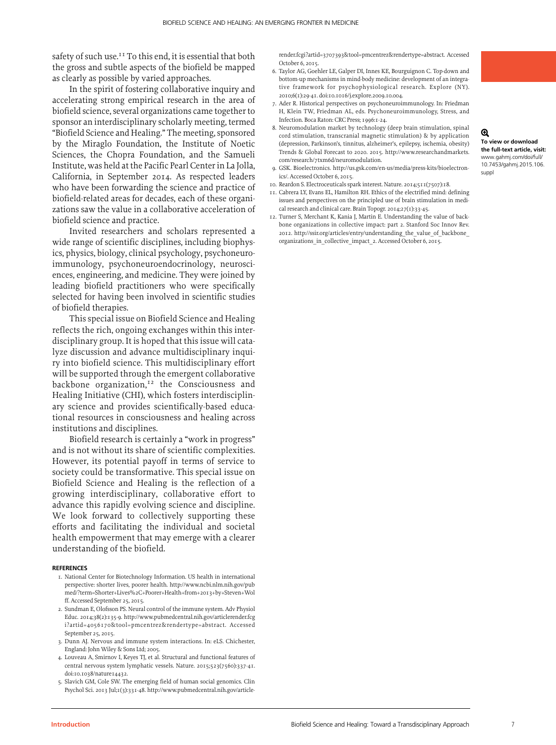safety of such use.[11] To this end, it is essential that both the gross and subtle aspects of the biofield be mapped as clearly as possible by varied approaches.

In the spirit of fostering collaborative inquiry and accelerating strong empirical research in the area of biofield science, several organizations came together to sponsor an interdisciplinary scholarly meeting, termed "Biofield Science and Healing." The meeting, sponsored by the Miraglo Foundation, the Institute of Noetic Sciences, the Chopra Foundation, and the Samueli Institute, was held at the Pacific Pearl Center in La Jolla, California, in September 2014. As respected leaders who have been forwarding the science and practice of biofield-related areas for decades, each of these organizations saw the value in a collaborative acceleration of biofield science and practice.

Invited researchers and scholars represented a wide range of scientific disciplines, including biophysics, physics, biology, clinical psychology, psychoneuroimmunology, psychoneuroendocrinology, neurosciences, engineering, and medicine. They were joined by leading biofield practitioners who were specifically selected for having been involved in scientific studies of biofield therapies.

This special issue on Biofield Science and Healing reflects the rich, ongoing exchanges within this interdisciplinary group. It is hoped that this issue will catalyze discussion and advance multidisciplinary inquiry into biofield science. This multidisciplinary effort will be supported through the emergent collaborative backbone organization,[12] the Consciousness and Healing Initiative (CHI), which fosters interdisciplinary science and provides scientifically-based educational resources in consciousness and healing across institutions and disciplines.

Biofield research is certainly a "work in progress" and is not without its share of scientific complexities. However, its potential payoff in terms of service to society could be transformative. This special issue on Biofield Science and Healing is the reflection of a growing interdisciplinary, collaborative effort to advance this rapidly evolving science and discipline. We look forward to collectively supporting these efforts and facilitating the individual and societal health empowerment that may emerge with a clearer understanding of the biofield.

## REFERENCES

1. National Center for Biotechnology Information. US health in international perspective: shorter lives, poorer health. http://www.ncbi.nlm.nih.gov/pubmed/?term=Shorter+Lives%2C+Poorer+Health+from+2013+by+Steven+Wolff. Accessed September 25, 2015.
2. Sundman E, Olofsson PS. Neural control of the immune system. Adv Physiol Educ. 2014;38(2):135-9. http://www.pubmedcentral.nih.gov/articlerender.fcgi?artid=4056170&tool=pmcentrez&rendertype=abstract. Accessed September 25, 2015.
3. Dunn AJ. Nervous and immune system interactions. In: eLS. Chichester, England: John Wiley & Sons Ltd; 2005.
4. Louveau A, Smirnov I, Keyes TJ, et al. Structural and functional features of central nervous system lymphatic vessels. Nature. 2015;523(7560):337-41. doi:10.1038/nature14432.
5. Slavich GM, Cole SW. The emerging field of human social genomics. Clin Psychol Sci. 2013 Jul;1(3):331-48. http://www.pubmedcentral.nih.gov/articlerender.fcgi?artid=3707393&tool=pmcentrez&rendertype=abstract. Accessed October 6, 2015.
6. Taylor AG, Goehler LE, Galper DI, Innes KE, Bourguignon C. Top-down and bottom-up mechanisms in mind-body medicine: development of an integrative framework for psychophysiological research. Explore (NY). 2010;6(1):29-41. doi:10.1016/j.explore.2009.10.004.
7. Ader R. Historical perspectives on psychoneuroimmunology. In: Friedman H, Klein TW, Friedman AL, eds. Psychoneuroimmunology, Stress, and Infection. Boca Raton: CRC Press; 1996:1-24.
8. Neuromodulation market by technology (deep brain stimulation, spinal cord stimulation, transcranial magnetic stimulation) & by application (depression, Parkinson's, tinnitus, alzheimer's, epilepsy, ischemia, obesity) Trends & Global Forecast to 2020. 2015. http://www.researchandmarkets.com/research/7txm6d/neuromodulation.
9. GSK. Bioelectronics. http://us.gsk.com/en-us/media/press-kits/bioelectronics/. Accessed October 6, 2015.
10. Reardon S. Electroceuticals spark interest. Nature. 2014;511(7507):18.
11. Cabrera LY, Evans EL, Hamilton RH. Ethics of the electrified mind: defining issues and perspectives on the principled use of brain stimulation in medical research and clinical care. Brain Topogr. 2014;27(1):33-45.
12. Turner S, Merchant K, Kania J, Martin E. Understanding the value of backbone organizations in collective impact: part 2. Stanford Soc Innov Rev. 2012. http://ssir.org/articles/entry/understanding_the_value_of_backbone_organizations_in_collective_impact_2. Accessed October 6, 2015.

**To view or download the full-text article, visit:** www.gahmj.com/doi/full/10.7453/gahmj.2015.106.suppl